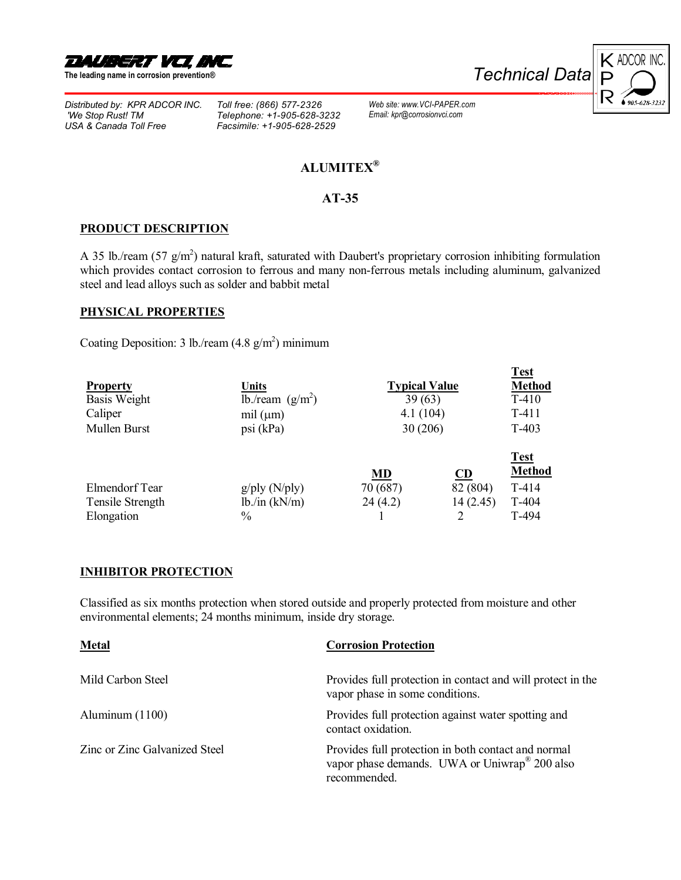**DAUBERT VCI, INC.**
The leading name in corrosion prevention®

Technical Data

KPR ADCOR INC. 905-628-3232

*Distributed by: KPR ADCOR INC.*
*'We Stop Rust! TM*
*USA & Canada Toll Free*

*Toll free: (866) 577-2326*
*Telephone: +1-905-628-3232*
*Facsimile: +1-905-628-2529*

*Web site: www.VCI-PAPER.com*
*Email: kpr@corrosionvci.com*

# ALUMITEX®

## AT-35

### PRODUCT DESCRIPTION

A 35 lb./ream (57 g/m$^2$) natural kraft, saturated with Daubert's proprietary corrosion inhibiting formulation which provides contact corrosion to ferrous and many non-ferrous metals including aluminum, galvanized steel and lead alloys such as solder and babbit metal

### PHYSICAL PROPERTIES

Coating Deposition: 3 lb./ream (4.8 g/m$^2$) minimum

| Property | Units | Typical Value | Test Method |
|---|---|---|---|
| Basis Weight | lb./ream (g/m$^2$) | 39 (63) | T-410 |
| Caliper | mil (µm) | 4.1 (104) | T-411 |
| Mullen Burst | psi (kPa) | 30 (206) | T-403 |

| Property | Units | MD | CD | Test Method |
|---|---|---|---|---|
| Elmendorf Tear | g/ply (N/ply) | 70 (687) | 82 (804) | T-414 |
| Tensile Strength | lb./in (kN/m) | 24 (4.2) | 14 (2.45) | T-404 |
| Elongation | % | 1 | 2 | T-494 |

### INHIBITOR PROTECTION

Classified as six months protection when stored outside and properly protected from moisture and other environmental elements; 24 months minimum, inside dry storage.

| Metal | Corrosion Protection |
|---|---|
| Mild Carbon Steel | Provides full protection in contact and will protect in the vapor phase in some conditions. |
| Aluminum (1100) | Provides full protection against water spotting and contact oxidation. |
| Zinc or Zinc Galvanized Steel | Provides full protection in both contact and normal vapor phase demands. UWA or Uniwrap® 200 also recommended. |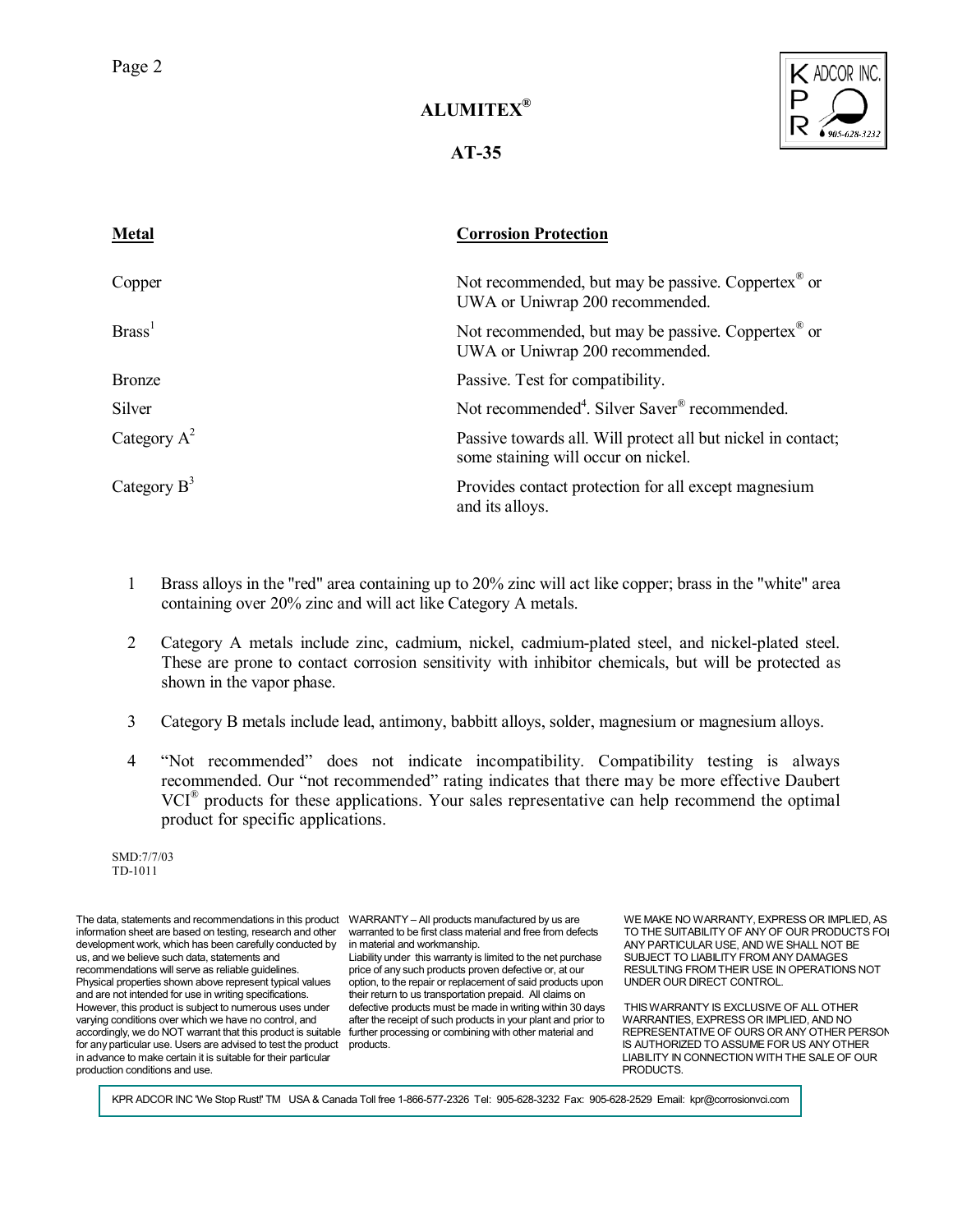# ALUMITEX®

## AT-35

| Metal | Corrosion Protection |
|---|---|
| Copper | Not recommended, but may be passive. Coppertex® or UWA or Uniwrap 200 recommended. |
| Brass[1] | Not recommended, but may be passive. Coppertex® or UWA or Uniwrap 200 recommended. |
| Bronze | Passive. Test for compatibility. |
| Silver | Not recommended[4]. Silver Saver® recommended. |
| Category A[2] | Passive towards all. Will protect all but nickel in contact; some staining will occur on nickel. |
| Category B[3] | Provides contact protection for all except magnesium and its alloys. |

1. Brass alloys in the "red" area containing up to 20% zinc will act like copper; brass in the "white" area containing over 20% zinc and will act like Category A metals.
2. Category A metals include zinc, cadmium, nickel, cadmium-plated steel, and nickel-plated steel. These are prone to contact corrosion sensitivity with inhibitor chemicals, but will be protected as shown in the vapor phase.
3. Category B metals include lead, antimony, babbitt alloys, solder, magnesium or magnesium alloys.
4. "Not recommended" does not indicate incompatibility. Compatibility testing is always recommended. Our "not recommended" rating indicates that there may be more effective Daubert VCI® products for these applications. Your sales representative can help recommend the optimal product for specific applications.

SMD:7/7/03
TD-1011

The data, statements and recommendations in this product information sheet are based on testing, research and other development work, which has been carefully conducted by us, and we believe such data, statements and recommendations will serve as reliable guidelines. Physical properties shown above represent typical values and are not intended for use in writing specifications. However, this product is subject to numerous uses under varying conditions over which we have no control, and accordingly, we do NOT warrant that this product is suitable for any particular use. Users are advised to test the product in advance to make certain it is suitable for their particular production conditions and use.

WARRANTY – All products manufactured by us are warranted to be first class material and free from defects in material and workmanship.
Liability under this warranty is limited to the net purchase price of any such products proven defective or, at our option, to the repair or replacement of said products upon their return to us transportation prepaid. All claims on defective products must be made in writing within 30 days after the receipt of such products in your plant and prior to further processing or combining with other material and products.

WE MAKE NO WARRANTY, EXPRESS OR IMPLIED, AS TO THE SUITABILITY OF ANY OF OUR PRODUCTS FOR ANY PARTICULAR USE, AND WE SHALL NOT BE SUBJECT TO LIABILITY FROM ANY DAMAGES RESULTING FROM THEIR USE IN OPERATIONS NOT UNDER OUR DIRECT CONTROL.

THIS WARRANTY IS EXCLUSIVE OF ALL OTHER WARRANTIES, EXPRESS OR IMPLIED, AND NO REPRESENTATIVE OF OURS OR ANY OTHER PERSON IS AUTHORIZED TO ASSUME FOR US ANY OTHER LIABILITY IN CONNECTION WITH THE SALE OF OUR PRODUCTS.

KPR ADCOR INC 'We Stop Rust!' TM USA & Canada Toll free 1-866-577-2326 Tel: 905-628-3232 Fax: 905-628-2529 Email: kpr@corrosionvci.com